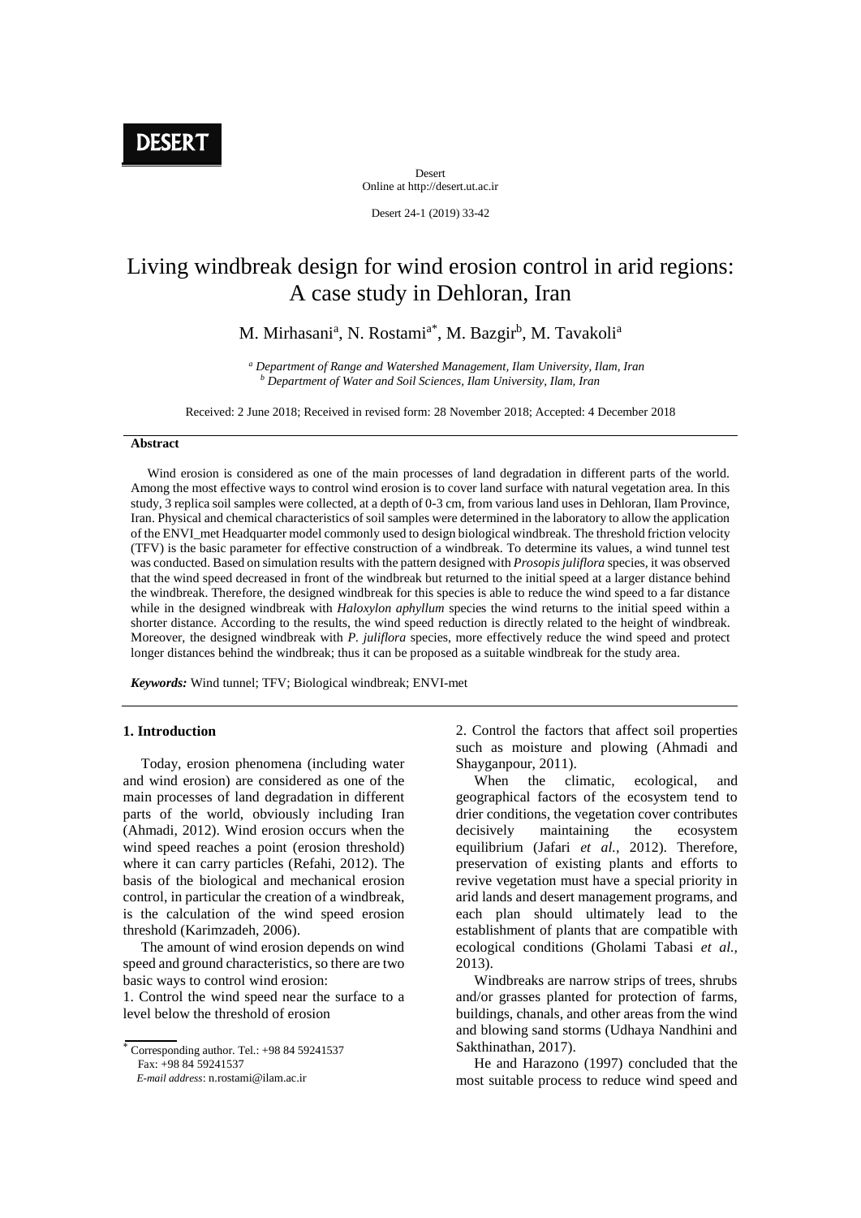DESERT

Desert
Online at http://desert.ut.ac.ir

# Living windbreak design for wind erosion control in arid regions: A case study in Dehloran, Iran

M. Mirhasani[a], N. Rostami[a*], M. Bazgir[b], M. Tavakoli[a]

*[a] Department of Range and Watershed Management, Ilam University, Ilam, Iran*
*[b] Department of Water and Soil Sciences, Ilam University, Ilam, Iran*

Received: 2 June 2018; Received in revised form: 28 November 2018; Accepted: 4 December 2018

## Abstract

Wind erosion is considered as one of the main processes of land degradation in different parts of the world. Among the most effective ways to control wind erosion is to cover land surface with natural vegetation area. In this study, 3 replica soil samples were collected, at a depth of 0-3 cm, from various land uses in Dehloran, Ilam Province, Iran. Physical and chemical characteristics of soil samples were determined in the laboratory to allow the application of the ENVI_met Headquarter model commonly used to design biological windbreak. The threshold friction velocity (TFV) is the basic parameter for effective construction of a windbreak. To determine its values, a wind tunnel test was conducted. Based on simulation results with the pattern designed with *Prosopis juliflora* species, it was observed that the wind speed decreased in front of the windbreak but returned to the initial speed at a larger distance behind the windbreak. Therefore, the designed windbreak for this species is able to reduce the wind speed to a far distance while in the designed windbreak with *Haloxylon aphyllum* species the wind returns to the initial speed within a shorter distance. According to the results, the wind speed reduction is directly related to the height of windbreak. Moreover, the designed windbreak with *P. juliflora* species, more effectively reduce the wind speed and protect longer distances behind the windbreak; thus it can be proposed as a suitable windbreak for the study area.

***Keywords:*** Wind tunnel; TFV; Biological windbreak; ENVI-met

## 1. Introduction

Today, erosion phenomena (including water and wind erosion) are considered as one of the main processes of land degradation in different parts of the world, obviously including Iran (Ahmadi, 2012). Wind erosion occurs when the wind speed reaches a point (erosion threshold) where it can carry particles (Refahi, 2012). The basis of the biological and mechanical erosion control, in particular the creation of a windbreak, is the calculation of the wind speed erosion threshold (Karimzadeh, 2006).

The amount of wind erosion depends on wind speed and ground characteristics, so there are two basic ways to control wind erosion:

1. Control the wind speed near the surface to a level below the threshold of erosion
2. Control the factors that affect soil properties such as moisture and plowing (Ahmadi and Shayganpour, 2011).

When the climatic, ecological, and geographical factors of the ecosystem tend to drier conditions, the vegetation cover contributes decisively maintaining the ecosystem equilibrium (Jafari *et al.*, 2012). Therefore, preservation of existing plants and efforts to revive vegetation must have a special priority in arid lands and desert management programs, and each plan should ultimately lead to the establishment of plants that are compatible with ecological conditions (Gholami Tabasi *et al.*, 2013).

Windbreaks are narrow strips of trees, shrubs and/or grasses planted for protection of farms, buildings, chanals, and other areas from the wind and blowing sand storms (Udhaya Nandhini and Sakthinathan, 2017).

He and Harazono (1997) concluded that the most suitable process to reduce wind speed and

* Corresponding author. Tel.: +98 84 59241537
Fax: +98 84 59241537
*E-mail address*: n.rostami@ilam.ac.ir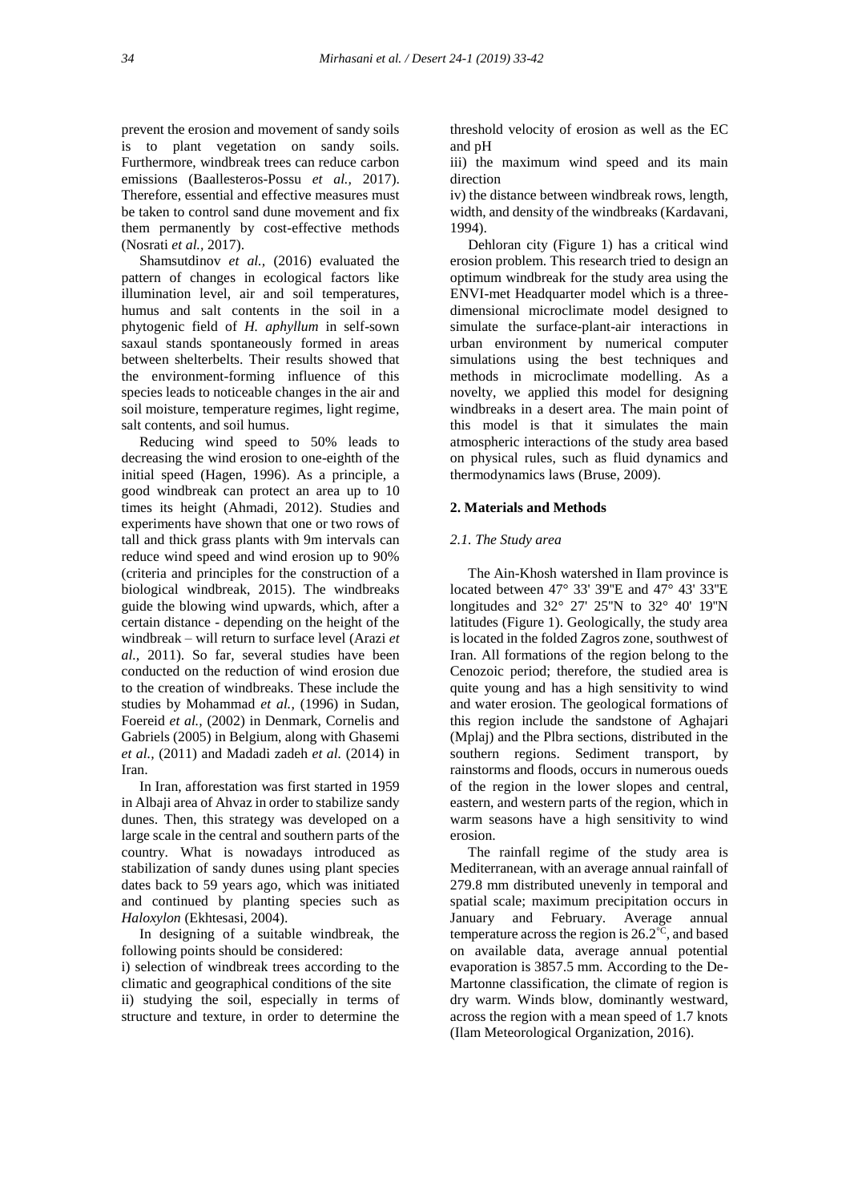prevent the erosion and movement of sandy soils is to plant vegetation on sandy soils. Furthermore, windbreak trees can reduce carbon emissions (Baallesteros-Possu *et al.,* 2017). Therefore, essential and effective measures must be taken to control sand dune movement and fix them permanently by cost-effective methods (Nosrati *et al.,* 2017).

Shamsutdinov *et al.,* (2016) evaluated the pattern of changes in ecological factors like illumination level, air and soil temperatures, humus and salt contents in the soil in a phytogenic field of *H. aphyllum* in self-sown saxaul stands spontaneously formed in areas between shelterbelts. Their results showed that the environment-forming influence of this species leads to noticeable changes in the air and soil moisture, temperature regimes, light regime, salt contents, and soil humus.

Reducing wind speed to 50% leads to decreasing the wind erosion to one-eighth of the initial speed (Hagen, 1996). As a principle, a good windbreak can protect an area up to 10 times its height (Ahmadi, 2012). Studies and experiments have shown that one or two rows of tall and thick grass plants with 9m intervals can reduce wind speed and wind erosion up to 90% (criteria and principles for the construction of a biological windbreak, 2015). The windbreaks guide the blowing wind upwards, which, after a certain distance - depending on the height of the windbreak – will return to surface level (Arazi *et al.,* 2011). So far, several studies have been conducted on the reduction of wind erosion due to the creation of windbreaks. These include the studies by Mohammad *et al.,* (1996) in Sudan, Foereid *et al.,* (2002) in Denmark, Cornelis and Gabriels (2005) in Belgium, along with Ghasemi *et al.,* (2011) and Madadi zadeh *et al.* (2014) in Iran.

In Iran, afforestation was first started in 1959 in Albaji area of Ahvaz in order to stabilize sandy dunes. Then, this strategy was developed on a large scale in the central and southern parts of the country. What is nowadays introduced as stabilization of sandy dunes using plant species dates back to 59 years ago, which was initiated and continued by planting species such as *Haloxylon* (Ekhtesasi, 2004).

In designing of a suitable windbreak, the following points should be considered:

i) selection of windbreak trees according to the climatic and geographical conditions of the site
ii) studying the soil, especially in terms of structure and texture, in order to determine the threshold velocity of erosion as well as the EC and pH
iii) the maximum wind speed and its main direction
iv) the distance between windbreak rows, length, width, and density of the windbreaks (Kardavani, 1994).

Dehloran city (Figure 1) has a critical wind erosion problem. This research tried to design an optimum windbreak for the study area using the ENVI-met Headquarter model which is a three-dimensional microclimate model designed to simulate the surface-plant-air interactions in urban environment by numerical computer simulations using the best techniques and methods in microclimate modelling. As a novelty, we applied this model for designing windbreaks in a desert area. The main point of this model is that it simulates the main atmospheric interactions of the study area based on physical rules, such as fluid dynamics and thermodynamics laws (Bruse, 2009).

## 2. Materials and Methods

### *2.1. The Study area*

The Ain-Khosh watershed in Ilam province is located between 47° 33' 39"E and 47° 43' 33"E longitudes and 32° 27' 25"N to 32° 40' 19"N latitudes (Figure 1). Geologically, the study area is located in the folded Zagros zone, southwest of Iran. All formations of the region belong to the Cenozoic period; therefore, the studied area is quite young and has a high sensitivity to wind and water erosion. The geological formations of this region include the sandstone of Aghajari (Mplaj) and the Plbra sections, distributed in the southern regions. Sediment transport, by rainstorms and floods, occurs in numerous oueds of the region in the lower slopes and central, eastern, and western parts of the region, which in warm seasons have a high sensitivity to wind erosion.

The rainfall regime of the study area is Mediterranean, with an average annual rainfall of 279.8 mm distributed unevenly in temporal and spatial scale; maximum precipitation occurs in January and February. Average annual temperature across the region is 26.2°C, and based on available data, average annual potential evaporation is 3857.5 mm. According to the De-Martonne classification, the climate of region is dry warm. Winds blow, dominantly westward, across the region with a mean speed of 1.7 knots (Ilam Meteorological Organization, 2016).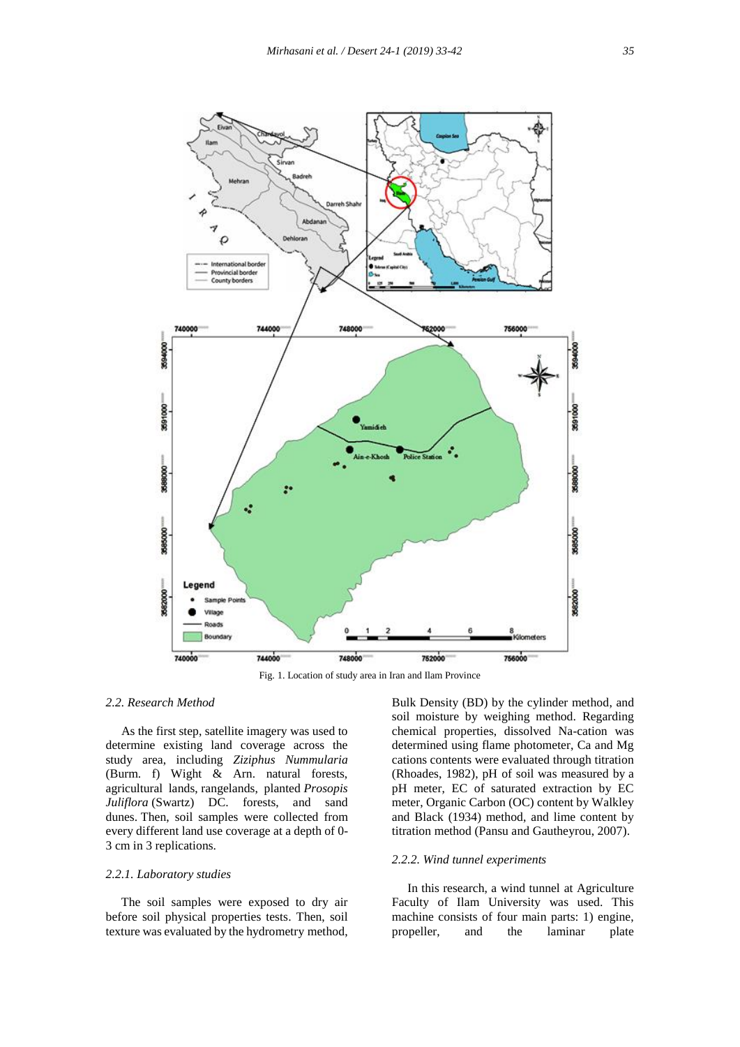Fig. 1. Location of study area in Iran and Ilam Province

### 2.2. Research Method

As the first step, satellite imagery was used to determine existing land coverage across the study area, including *Ziziphus Nummularia* (Burm. f) Wight & Arn. natural forests, agricultural lands, rangelands, planted *Prosopis Juliflora* (Swartz) DC. forests, and sand dunes. Then, soil samples were collected from every different land use coverage at a depth of 0-3 cm in 3 replications.

#### 2.2.1. Laboratory studies

The soil samples were exposed to dry air before soil physical properties tests. Then, soil texture was evaluated by the hydrometry method, Bulk Density (BD) by the cylinder method, and soil moisture by weighing method. Regarding chemical properties, dissolved Na-cation was determined using flame photometer, Ca and Mg cations contents were evaluated through titration (Rhoades, 1982), pH of soil was measured by a pH meter, EC of saturated extraction by EC meter, Organic Carbon (OC) content by Walkley and Black (1934) method, and lime content by titration method (Pansu and Gautheyrou, 2007).

#### 2.2.2. Wind tunnel experiments

In this research, a wind tunnel at Agriculture Faculty of Ilam University was used. This machine consists of four main parts: 1) engine, propeller, and the laminar plate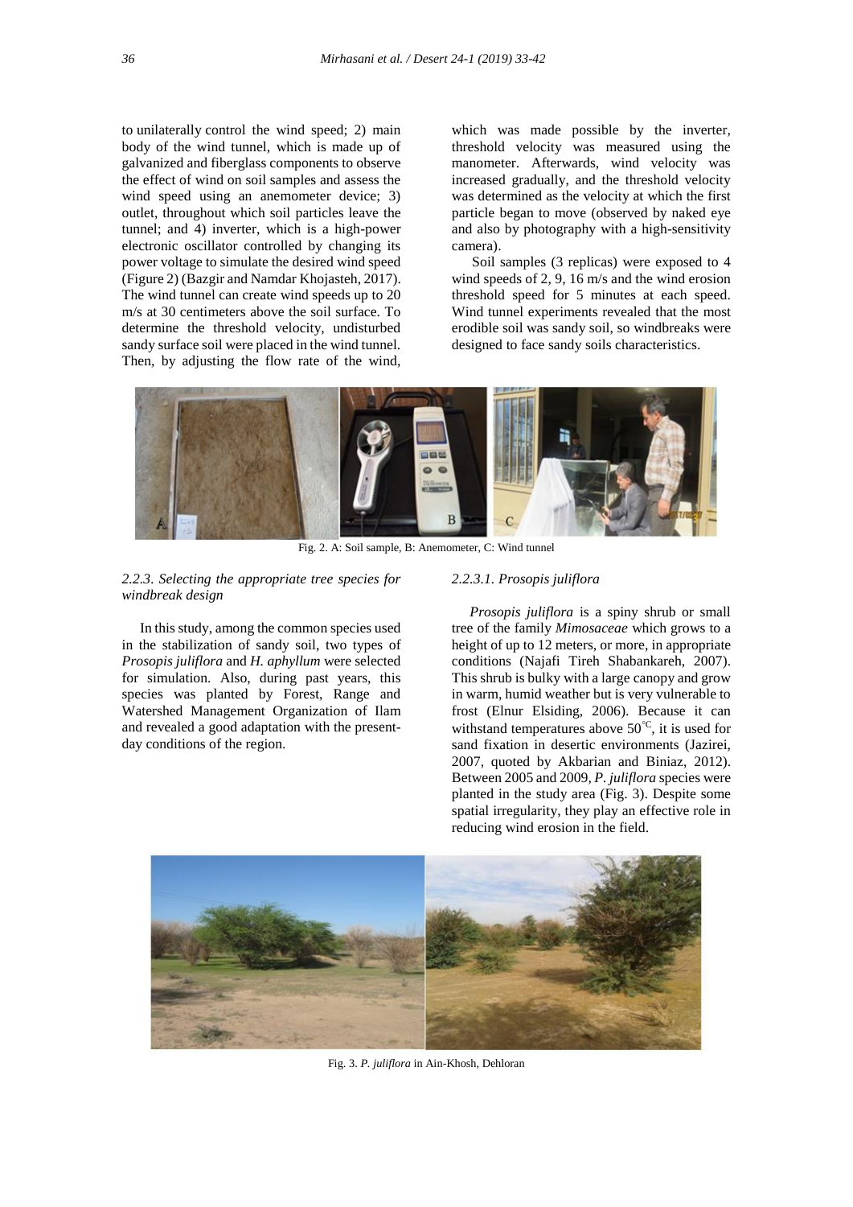to unilaterally control the wind speed; 2) main body of the wind tunnel, which is made up of galvanized and fiberglass components to observe the effect of wind on soil samples and assess the wind speed using an anemometer device; 3) outlet, throughout which soil particles leave the tunnel; and 4) inverter, which is a high-power electronic oscillator controlled by changing its power voltage to simulate the desired wind speed (Figure 2) (Bazgir and Namdar Khojasteh, 2017). The wind tunnel can create wind speeds up to 20 m/s at 30 centimeters above the soil surface. To determine the threshold velocity, undisturbed sandy surface soil were placed in the wind tunnel. Then, by adjusting the flow rate of the wind, which was made possible by the inverter, threshold velocity was measured using the manometer. Afterwards, wind velocity was increased gradually, and the threshold velocity was determined as the velocity at which the first particle began to move (observed by naked eye and also by photography with a high-sensitivity camera).

Soil samples (3 replicas) were exposed to 4 wind speeds of 2, 9, 16 m/s and the wind erosion threshold speed for 5 minutes at each speed. Wind tunnel experiments revealed that the most erodible soil was sandy soil, so windbreaks were designed to face sandy soils characteristics.

Fig. 2. A: Soil sample, B: Anemometer, C: Wind tunnel

### *2.2.3. Selecting the appropriate tree species for windbreak design*

In this study, among the common species used in the stabilization of sandy soil, two types of *Prosopis juliflora* and *H. aphyllum* were selected for simulation. Also, during past years, this species was planted by Forest, Range and Watershed Management Organization of Ilam and revealed a good adaptation with the present-day conditions of the region.

#### *2.2.3.1. Prosopis juliflora*

*Prosopis juliflora* is a spiny shrub or small tree of the family *Mimosaceae* which grows to a height of up to 12 meters, or more, in appropriate conditions (Najafi Tireh Shabankareh, 2007). This shrub is bulky with a large canopy and grow in warm, humid weather but is very vulnerable to frost (Elnur Elsiding, 2006). Because it can withstand temperatures above 50°C, it is used for sand fixation in desertic environments (Jazirei, 2007, quoted by Akbarian and Biniaz, 2012). Between 2005 and 2009, *P. juliflora* species were planted in the study area (Fig. 3). Despite some spatial irregularity, they play an effective role in reducing wind erosion in the field.

Fig. 3. *P. juliflora* in Ain-Khosh, Dehloran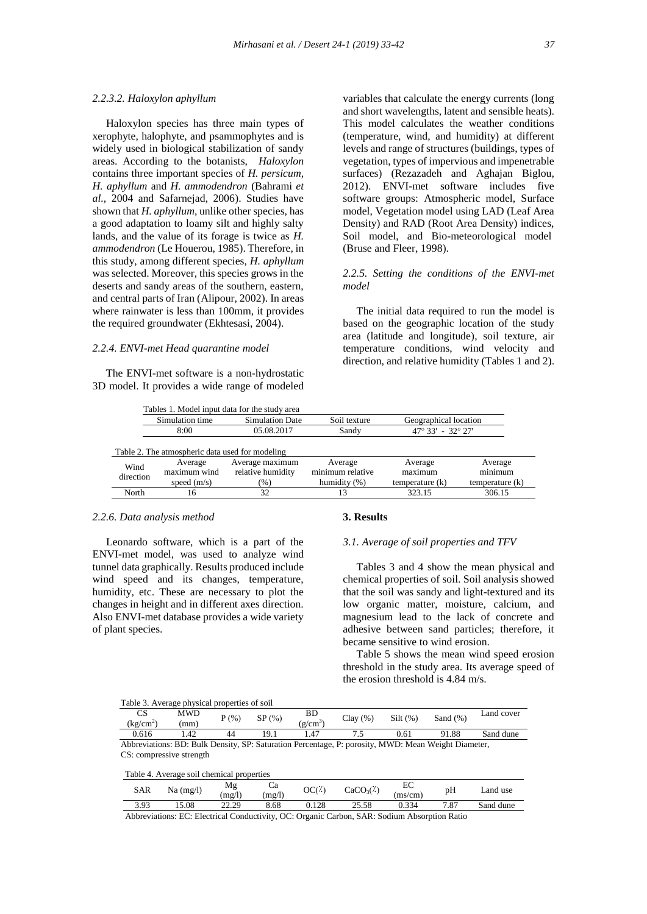#### 2.2.3.2. *Haloxylon aphyllum*

Haloxylon species has three main types of xerophyte, halophyte, and psammophytes and is widely used in biological stabilization of sandy areas. According to the botanists, *Haloxylon* contains three important species of *H. persicum, H. aphyllum* and *H. ammodendron* (Bahrami *et al.*, 2004 and Safarnejad, 2006). Studies have shown that *H. aphyllum*, unlike other species, has a good adaptation to loamy silt and highly salty lands, and the value of its forage is twice as *H. ammodendron* (Le Houerou, 1985). Therefore, in this study, among different species, *H. aphyllum* was selected. Moreover, this species grows in the deserts and sandy areas of the southern, eastern, and central parts of Iran (Alipour, 2002). In areas where rainwater is less than 100mm, it provides the required groundwater (Ekhtesasi, 2004).

### 2.2.4. *ENVI-met Head quarantine model*

The ENVI-met software is a non-hydrostatic 3D model. It provides a wide range of modeled variables that calculate the energy currents (long and short wavelengths, latent and sensible heats). This model calculates the weather conditions (temperature, wind, and humidity) at different levels and range of structures (buildings, types of vegetation, types of impervious and impenetrable surfaces) (Rezazadeh and Aghajan Biglou, 2012). ENVI-met software includes five software groups: Atmospheric model, Surface model, Vegetation model using LAD (Leaf Area Density) and RAD (Root Area Density) indices, Soil model, and Bio-meteorological model (Bruse and Fleer, 1998).

### 2.2.5. *Setting the conditions of the ENVI-met model*

The initial data required to run the model is based on the geographic location of the study area (latitude and longitude), soil texture, air temperature conditions, wind velocity and direction, and relative humidity (Tables 1 and 2).

Tables 1. Model input data for the study area

| Simulation time | Simulation Date | Soil texture | Geographical location |
|---|---|---|---|
| 8:00 | 05.08.2017 | Sandy | 47° 33' - 32° 27' |

Table 2. The atmospheric data used for modeling

| Wind direction | Average maximum wind speed (m/s) | Average maximum relative humidity (%) | Average minimum relative humidity (%) | Average maximum temperature (k) | Average minimum temperature (k) |
|---|---|---|---|---|---|
| North | 16 | 32 | 13 | 323.15 | 306.15 |

### 2.2.6. *Data analysis method*

Leonardo software, which is a part of the ENVI-met model, was used to analyze wind tunnel data graphically. Results produced include wind speed and its changes, temperature, humidity, etc. These are necessary to plot the changes in height and in different axes direction. Also ENVI-met database provides a wide variety of plant species.

## 3. Results

### 3.1. *Average of soil properties and TFV*

Tables 3 and 4 show the mean physical and chemical properties of soil. Soil analysis showed that the soil was sandy and light-textured and its low organic matter, moisture, calcium, and magnesium lead to the lack of concrete and adhesive between sand particles; therefore, it became sensitive to wind erosion.

Table 5 shows the mean wind speed erosion threshold in the study area. Its average speed of the erosion threshold is 4.84 m/s.

Table 3. Average physical properties of soil

| CS ($kg/cm^2$) | MWD (mm) | P (%) | SP (%) | BD ($g/cm^3$) | Clay (%) | Silt (%) | Sand (%) | Land cover |
|---|---|---|---|---|---|---|---|---|
| 0.616 | 1.42 | 44 | 19.1 | 1.47 | 7.5 | 0.61 | 91.88 | Sand dune |

Abbreviations: BD: Bulk Density, SP: Saturation Percentage, P: porosity, MWD: Mean Weight Diameter, CS: compressive strength

Table 4. Average soil chemical properties

| SAR | Na (mg/l) | Mg (mg/l) | Ca (mg/l) | OC(%) | $CaCO_3$(%) | EC (ms/cm) | pH | Land use |
|---|---|---|---|---|---|---|---|---|
| 3.93 | 15.08 | 22.29 | 8.68 | 0.128 | 25.58 | 0.334 | 7.87 | Sand dune |

Abbreviations: EC: Electrical Conductivity, OC: Organic Carbon, SAR: Sodium Absorption Ratio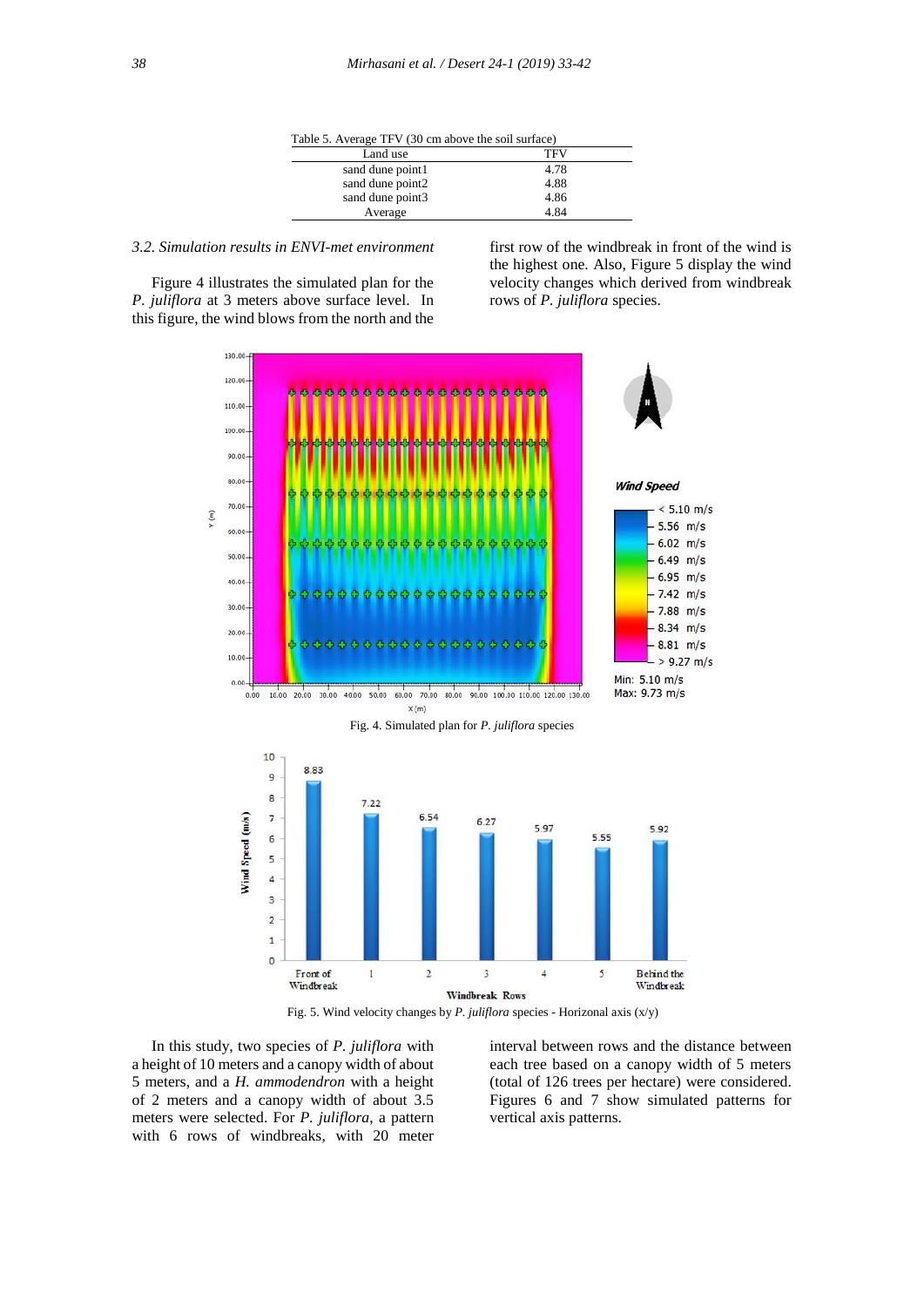Table 5. Average TFV (30 cm above the soil surface)

| Land use | TFV |
|---|---|
| sand dune point1 | 4.78 |
| sand dune point2 | 4.88 |
| sand dune point3 | 4.86 |
| Average | 4.84 |

### 3.2. Simulation results in ENVI-met environment

Figure 4 illustrates the simulated plan for the *P. juliflora* at 3 meters above surface level. In this figure, the wind blows from the north and the first row of the windbreak in front of the wind is the highest one. Also, Figure 5 display the wind velocity changes which derived from windbreak rows of *P. juliflora* species.

Fig. 4. Simulated plan for *P. juliflora* species

Fig. 5. Wind velocity changes by *P. juliflora* species - Horizonal axis (x/y)

In this study, two species of *P. juliflora* with a height of 10 meters and a canopy width of about 5 meters, and a *H. ammodendron* with a height of 2 meters and a canopy width of about 3.5 meters were selected. For *P. juliflora*, a pattern with 6 rows of windbreaks, with 20 meter interval between rows and the distance between each tree based on a canopy width of 5 meters (total of 126 trees per hectare) were considered. Figures 6 and 7 show simulated patterns for vertical axis patterns.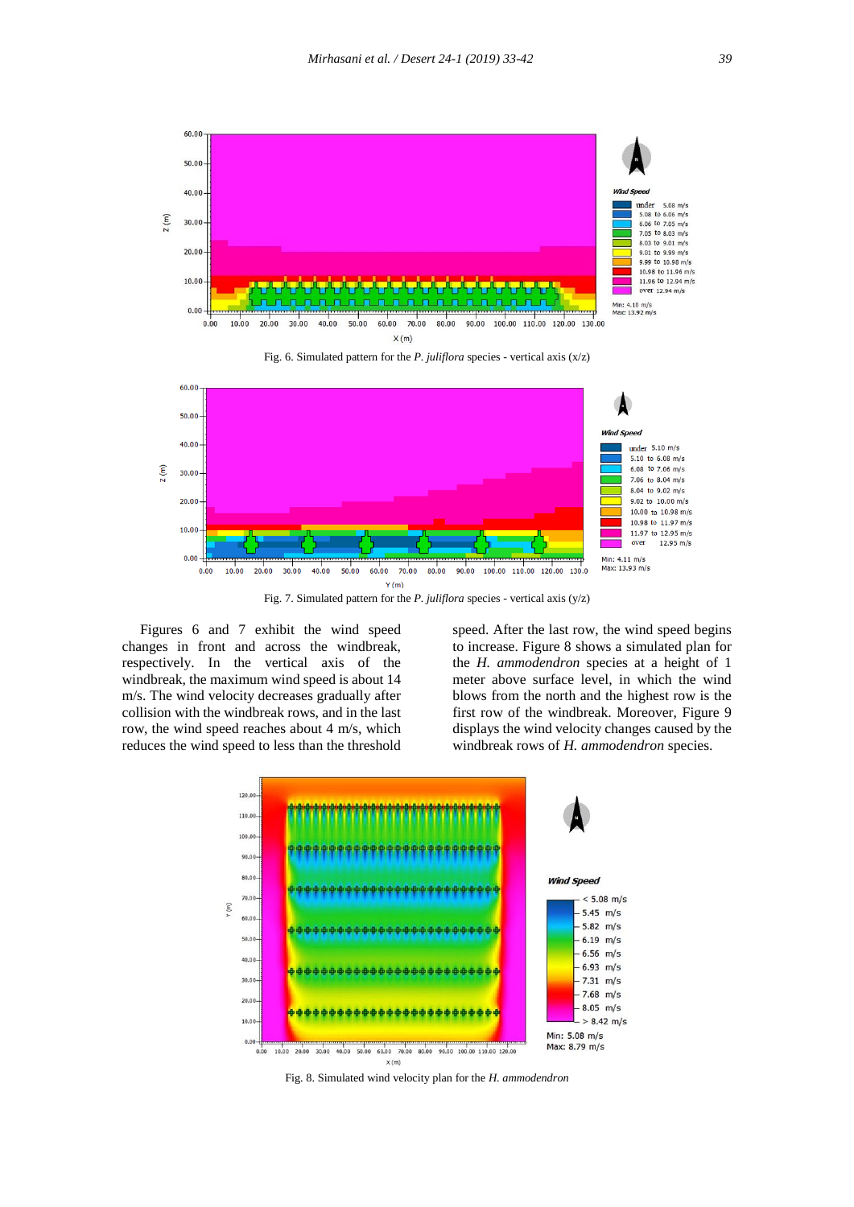Fig. 6. Simulated pattern for the *P. juliflora* species - vertical axis (x/z)

Fig. 7. Simulated pattern for the *P. juliflora* species - vertical axis (y/z)

Figures 6 and 7 exhibit the wind speed changes in front and across the windbreak, respectively. In the vertical axis of the windbreak, the maximum wind speed is about 14 m/s. The wind velocity decreases gradually after collision with the windbreak rows, and in the last row, the wind speed reaches about 4 m/s, which reduces the wind speed to less than the threshold speed. After the last row, the wind speed begins to increase. Figure 8 shows a simulated plan for the *H. ammodendron* species at a height of 1 meter above surface level, in which the wind blows from the north and the highest row is the first row of the windbreak. Moreover, Figure 9 displays the wind velocity changes caused by the windbreak rows of *H. ammodendron* species.

Fig. 8. Simulated wind velocity plan for the *H. ammodendron*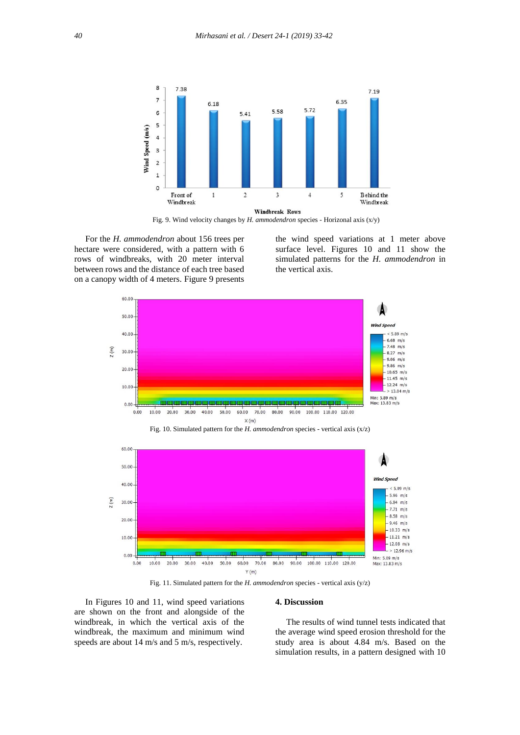Fig. 9. Wind velocity changes by *H. ammodendron* species - Horizonal axis (x/y)

For the *H. ammodendron* about 156 trees per hectare were considered, with a pattern with 6 rows of windbreaks, with 20 meter interval between rows and the distance of each tree based on a canopy width of 4 meters. Figure 9 presents the wind speed variations at 1 meter above surface level. Figures 10 and 11 show the simulated patterns for the *H. ammodendron* in the vertical axis.

Fig. 10. Simulated pattern for the *H. ammodendron* species - vertical axis (x/z)

Fig. 11. Simulated pattern for the *H. ammodendron* species - vertical axis (y/z)

In Figures 10 and 11, wind speed variations are shown on the front and alongside of the windbreak, in which the vertical axis of the windbreak, the maximum and minimum wind speeds are about 14 m/s and 5 m/s, respectively.

## 4. Discussion

The results of wind tunnel tests indicated that the average wind speed erosion threshold for the study area is about 4.84 m/s. Based on the simulation results, in a pattern designed with 10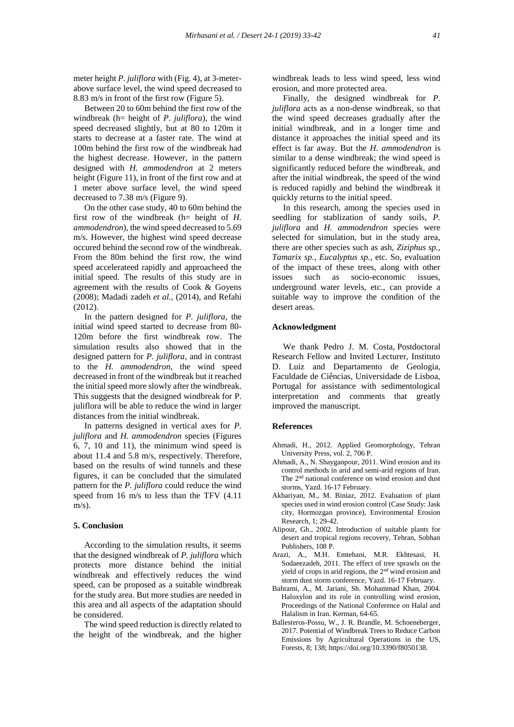meter height *P. juliflora* with (Fig. 4), at 3-meter-above surface level, the wind speed decreased to 8.83 m/s in front of the first row (Figure 5).

Between 20 to 60m behind the first row of the windbreak (h= height of *P. juliflora*), the wind speed decreased slightly, but at 80 to 120m it starts to decrease at a faster rate. The wind at 100m behind the first row of the windbreak had the highest decrease. However, in the pattern designed with *H. ammodendron* at 2 meters height (Figure 11), in front of the first row and at 1 meter above surface level, the wind speed decreased to 7.38 m/s (Figure 9).

On the other case study, 40 to 60m behind the first row of the windbreak (h= height of *H. ammodendron*), the wind speed decreased to 5.69 m/s. However, the highest wind speed decrease occured behind the second row of the windbreak. From the 80m behind the first row, the wind speed accelerateed rapidly and approacheed the initial speed. The results of this study are in agreement with the results of Cook & Goyens (2008); Madadi zadeh *et al.*, (2014), and Refahi (2012).

In the pattern designed for *P. juliflora*, the initial wind speed started to decrease from 80-120m before the first windbreak row. The simulation results also showed that in the designed pattern for *P. juliflora*, and in contrast to the *H. ammodendron*, the wind speed decreased in front of the windbreak but it reached the initial speed more slowly after the windbreak. This suggests that the designed windbreak for P. juliflora will be able to reduce the wind in larger distances from the initial windbreak.

In patterns designed in vertical axes for *P. juliflora* and *H. ammodendron* species (Figures 6, 7, 10 and 11), the minimum wind speed is about 11.4 and 5.8 m/s, respectively. Therefore, based on the results of wind tunnels and these figures, it can be concluded that the simulated pattern for the *P. juliflora* could reduce the wind speed from 16 m/s to less than the TFV (4.11 m/s).

## 5. Conclusion

According to the simulation results, it seems that the designed windbreak of *P. juliflora* which protects more distance behind the initial windbreak and effectively reduces the wind speed, can be proposed as a suitable windbreak for the study area. But more studies are needed in this area and all aspects of the adaptation should be considered.

The wind speed reduction is directly related to the height of the windbreak, and the higher windbreak leads to less wind speed, less wind erosion, and more protected area.

Finally, the designed windbreak for *P. juliflora* acts as a non-dense windbreak, so that the wind speed decreases gradually after the initial windbreak, and in a longer time and distance it approaches the initial speed and its effect is far away. But the *H. ammodendron* is similar to a dense windbreak; the wind speed is significantly reduced before the windbreak, and after the initial windbreak, the speed of the wind is reduced rapidly and behind the windbreak it quickly returns to the initial speed.

In this research, among the species used in seedling for stablization of sandy soils, *P. juliflora* and *H. ammodendron* species were selected for simulation, but in the study area, there are other species such as ash, *Ziziphus sp., Tamarix sp., Eucalyptus sp.,* etc. So, evaluation of the impact of these trees, along with other issues such as socio-economic issues, underground water levels, etc., can provide a suitable way to improve the condition of the desert areas.

## Acknowledgment

We thank Pedro J. M. Costa, Postdoctoral Research Fellow and Invited Lecturer, Instituto D. Luiz and Departamento de Geologia, Faculdade de Ciências, Universidade de Lisboa, Portugal for assistance with sedimentological interpretation and comments that greatly improved the manuscript.

## References

Ahmadi, H., 2012. Applied Geomorphology, Tehran University Press, vol. 2, 706 P.

Ahmadi, A., N. Shayganpour, 2011. Wind erosion and its control methods in arid and semi-arid regions of Iran. The 2nd national conference on wind erosion and dust storms, Yazd. 16-17 February.

Akbariyan, M., M. Biniaz, 2012. Evaluation of plant species used in wind erosion control (Case Study: Jask city, Hormozgan province), Environmental Erosion Research, 1; 29-42.

Alipour, Gh., 2002. Introduction of suitable plants for desert and tropical regions recovery, Tehran, Sobhan Publishers, 108 P.

Arazi, A., M.H. Emtehani, M.R. Ekhtesasi, H. Sodaeezadeh, 2011. The effect of tree sprawls on the yield of crops in arid regions, the 2nd wind erosion and storm dust storm conference, Yazd. 16-17 February.

Bahrami, A., M. Jariani, Sh. Mohammad Khan, 2004. Haloxylon and its role in controlling wind erosion, Proceedings of the National Conference on Halal and Halalism in Iran. Kerman, 64-65.

Ballesteros-Possu, W., J. R. Brandle, M. Schoeneberger, 2017. Potential of Windbreak Trees to Reduce Carbon Emissions by Agricultural Operations in the US, Forests, 8; 138; https://doi.org/10.3390/f8050138.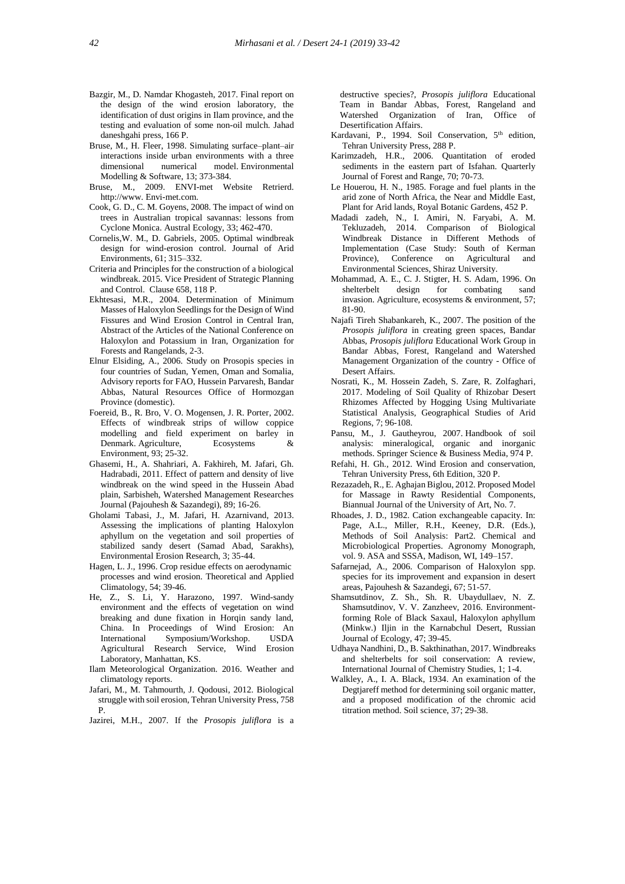Bazgir, M., D. Namdar Khogasteh, 2017. Final report on the design of the wind erosion laboratory, the identification of dust origins in Ilam province, and the testing and evaluation of some non-oil mulch. Jahad daneshgahi press, 166 P.

Bruse, M., H. Fleer, 1998. Simulating surface–plant–air interactions inside urban environments with a three dimensional numerical model. Environmental Modelling & Software, 13; 373-384.

Bruse, M., 2009. ENVI-met Website Retrierd. http://www. Envi-met.com.

Cook, G. D., C. M. Goyens, 2008. The impact of wind on trees in Australian tropical savannas: lessons from Cyclone Monica. Austral Ecology, 33; 462-470.

Cornelis,W. M., D. Gabriels, 2005. Optimal windbreak design for wind-erosion control. Journal of Arid Environments, 61; 315–332.

Criteria and Principles for the construction of a biological windbreak. 2015. Vice President of Strategic Planning and Control. Clause 658, 118 P.

Ekhtesasi, M.R., 2004. Determination of Minimum Masses of Haloxylon Seedlings for the Design of Wind Fissures and Wind Erosion Control in Central Iran, Abstract of the Articles of the National Conference on Haloxylon and Potassium in Iran, Organization for Forests and Rangelands, 2-3.

Elnur Elsiding, A., 2006. Study on Prosopis species in four countries of Sudan, Yemen, Oman and Somalia, Advisory reports for FAO, Hussein Parvaresh, Bandar Abbas, Natural Resources Office of Hormozgan Province (domestic).

Foereid, B., R. Bro, V. O. Mogensen, J. R. Porter, 2002. Effects of windbreak strips of willow coppice modelling and field experiment on barley in Denmark. Agriculture, Ecosystems & Environment, 93; 25-32.

Ghasemi, H., A. Shahriari, A. Fakhireh, M. Jafari, Gh. Hadrabadi, 2011. Effect of pattern and density of live windbreak on the wind speed in the Hussein Abad plain, Sarbisheh, Watershed Management Researches Journal (Pajouhesh & Sazandegi), 89; 16-26.

Gholami Tabasi, J., M. Jafari, H. Azarnivand, 2013. Assessing the implications of planting Haloxylon aphyllum on the vegetation and soil properties of stabilized sandy desert (Samad Abad, Sarakhs), Environmental Erosion Research, 3; 35-44.

Hagen, L. J., 1996. Crop residue effects on aerodynamic processes and wind erosion. Theoretical and Applied Climatology, 54; 39-46.

He, Z., S. Li, Y. Harazono, 1997. Wind-sandy environment and the effects of vegetation on wind breaking and dune fixation in Horqin sandy land, China. In Proceedings of Wind Erosion: An International Symposium/Workshop. USDA Agricultural Research Service, Wind Erosion Laboratory, Manhattan, KS.

Ilam Meteorological Organization. 2016. Weather and climatology reports.

Jafari, M., M. Tahmourth, J. Qodousi, 2012. Biological struggle with soil erosion, Tehran University Press, 758 P.

Jazirei, M.H., 2007. If the *Prosopis juliflora* is a destructive species?, *Prosopis juliflora* Educational Team in Bandar Abbas, Forest, Rangeland and Watershed Organization of Iran, Office of Desertification Affairs.

Kardavani, P., 1994. Soil Conservation, 5th edition, Tehran University Press, 288 P.

Karimzadeh, H.R., 2006. Quantitation of eroded sediments in the eastern part of Isfahan. Quarterly Journal of Forest and Range, 70; 70-73.

Le Houerou, H. N., 1985. Forage and fuel plants in the arid zone of North Africa, the Near and Middle East, Plant for Arid lands, Royal Botanic Gardens, 452 P.

Madadi zadeh, N., I. Amiri, N. Faryabi, A. M. Tekluzadeh, 2014. Comparison of Biological Windbreak Distance in Different Methods of Implementation (Case Study: South of Kerman Province), Conference on Agricultural and Environmental Sciences, Shiraz University.

Mohammad, A. E., C. J. Stigter, H. S. Adam, 1996. On shelterbelt design for combating sand invasion. Agriculture, ecosystems & environment, 57; 81-90.

Najafi Tireh Shabankareh, K., 2007. The position of the *Prosopis juliflora* in creating green spaces, Bandar Abbas, *Prosopis juliflora* Educational Work Group in Bandar Abbas, Forest, Rangeland and Watershed Management Organization of the country - Office of Desert Affairs.

Nosrati, K., M. Hossein Zadeh, S. Zare, R. Zolfaghari, 2017. Modeling of Soil Quality of Rhizobar Desert Rhizomes Affected by Hogging Using Multivariate Statistical Analysis, Geographical Studies of Arid Regions, 7; 96-108.

Pansu, M., J. Gautheyrou, 2007. Handbook of soil analysis: mineralogical, organic and inorganic methods. Springer Science & Business Media, 974 P.

Refahi, H. Gh., 2012. Wind Erosion and conservation, Tehran University Press, 6th Edition, 320 P.

Rezazadeh, R., E. Aghajan Biglou, 2012. Proposed Model for Massage in Rawty Residential Components, Biannual Journal of the University of Art, No. 7.

Rhoades, J. D., 1982. Cation exchangeable capacity. In: Page, A.L., Miller, R.H., Keeney, D.R. (Eds.), Methods of Soil Analysis: Part2. Chemical and Microbiological Properties. Agronomy Monograph, vol. 9. ASA and SSSA, Madison, WI, 149–157.

Safarnejad, A., 2006. Comparison of Haloxylon spp. species for its improvement and expansion in desert areas, Pajouhesh & Sazandegi, 67; 51-57.

Shamsutdinov, Z. Sh., Sh. R. Ubaydullaev, N. Z. Shamsutdinov, V. V. Zanzheev, 2016. Environment-forming Role of Black Saxaul, Haloxylon aphyllum (Minkw.) Iljin in the Karnabchul Desert, Russian Journal of Ecology, 47; 39-45.

Udhaya Nandhini, D., B. Sakthinathan, 2017. Windbreaks and shelterbelts for soil conservation: A review, International Journal of Chemistry Studies, 1; 1-4.

Walkley, A., I. A. Black, 1934. An examination of the Degtjareff method for determining soil organic matter, and a proposed modification of the chromic acid titration method. Soil science, 37; 29-38.